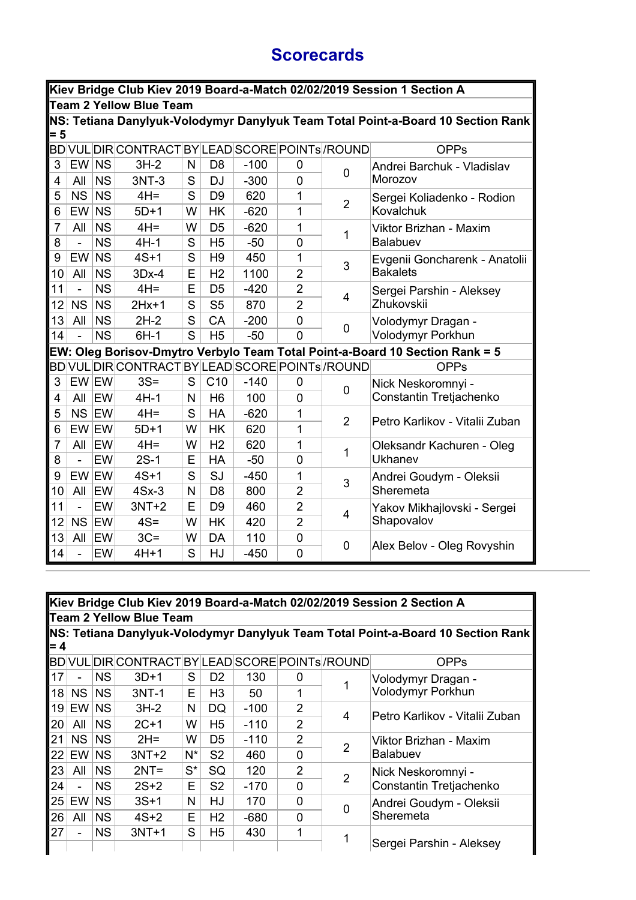# Scorecards

**Kiev Bridge Club Kiev 2019 Board-a-Match 02/02/2019 Session 1 Section A**

**Team 2 Yellow Blue Team**

**NS: Tetiana Danylyuk-Volodymyr Danylyuk Team Total Point-a-Board 10 Section Rank = 5**

| BD | VUL | DIR | CONTRACT | BY | LEAD | SCORE | POINTs | /ROUND | OPPs |
|---|---|---|---|---|---|---|---|---|---|
| 3 | EW | NS | 3H-2 | N | D8 | -100 | 0 | 0 | Andrei Barchuk - Vladislav Morozov |
| 4 | All | NS | 3NT-3 | S | DJ | -300 | 0 | | |
| 5 | NS | NS | 4H= | S | D9 | 620 | 1 | 2 | Sergei Koliadenko - Rodion Kovalchuk |
| 6 | EW | NS | 5D+1 | W | HK | -620 | 1 | | |
| 7 | All | NS | 4H= | W | D5 | -620 | 1 | 1 | Viktor Brizhan - Maxim Balabuev |
| 8 | - | NS | 4H-1 | S | H5 | -50 | 0 | | |
| 9 | EW | NS | 4S+1 | S | H9 | 450 | 1 | 3 | Evgenii Goncharenk - Anatolii Bakalets |
| 10 | All | NS | 3Dx-4 | E | H2 | 1100 | 2 | | |
| 11 | - | NS | 4H= | E | D5 | -420 | 2 | 4 | Sergei Parshin - Aleksey Zhukovskii |
| 12 | NS | NS | 2Hx+1 | S | S5 | 870 | 2 | | |
| 13 | All | NS | 2H-2 | S | CA | -200 | 0 | 0 | Volodymyr Dragan - Volodymyr Porkhun |
| 14 | - | NS | 6H-1 | S | H5 | -50 | 0 | | |

**EW: Oleg Borisov-Dmytro Verbylo Team Total Point-a-Board 10 Section Rank = 5**

| BD | VUL | DIR | CONTRACT | BY | LEAD | SCORE | POINTs | /ROUND | OPPs |
|---|---|---|---|---|---|---|---|---|---|
| 3 | EW | EW | 3S= | S | C10 | -140 | 0 | 0 | Nick Neskoromnyi - Constantin Tretjachenko |
| 4 | All | EW | 4H-1 | N | H6 | 100 | 0 | | |
| 5 | NS | EW | 4H= | S | HA | -620 | 1 | 2 | Petro Karlikov - Vitalii Zuban |
| 6 | EW | EW | 5D+1 | W | HK | 620 | 1 | | |
| 7 | All | EW | 4H= | W | H2 | 620 | 1 | 1 | Oleksandr Kachuren - Oleg Ukhanev |
| 8 | - | EW | 2S-1 | E | HA | -50 | 0 | | |
| 9 | EW | EW | 4S+1 | S | SJ | -450 | 1 | 3 | Andrei Goudym - Oleksii Sheremeta |
| 10 | All | EW | 4Sx-3 | N | D8 | 800 | 2 | | |
| 11 | - | EW | 3NT+2 | E | D9 | 460 | 2 | 4 | Yakov Mikhajlovski - Sergei Shapovalov |
| 12 | NS | EW | 4S= | W | HK | 420 | 2 | | |
| 13 | All | EW | 3C= | W | DA | 110 | 0 | 0 | Alex Belov - Oleg Rovyshin |
| 14 | - | EW | 4H+1 | S | HJ | -450 | 0 | | |

**Kiev Bridge Club Kiev 2019 Board-a-Match 02/02/2019 Session 2 Section A**

**Team 2 Yellow Blue Team**

**NS: Tetiana Danylyuk-Volodymyr Danylyuk Team Total Point-a-Board 10 Section Rank = 4**

| BD | VUL | DIR | CONTRACT | BY | LEAD | SCORE | POINTs | /ROUND | OPPs |
|---|---|---|---|---|---|---|---|---|---|
| 17 | - | NS | 3D+1 | S | D2 | 130 | 0 | 1 | Volodymyr Dragan - Volodymyr Porkhun |
| 18 | NS | NS | 3NT-1 | E | H3 | 50 | 1 | | |
| 19 | EW | NS | 3H-2 | N | DQ | -100 | 2 | 4 | Petro Karlikov - Vitalii Zuban |
| 20 | All | NS | 2C+1 | W | H5 | -110 | 2 | | |
| 21 | NS | NS | 2H= | W | D5 | -110 | 2 | 2 | Viktor Brizhan - Maxim Balabuev |
| 22 | EW | NS | 3NT+2 | N* | S2 | 460 | 0 | | |
| 23 | All | NS | 2NT= | S* | SQ | 120 | 2 | 2 | Nick Neskoromnyi - Constantin Tretjachenko |
| 24 | - | NS | 2S+2 | E | S2 | -170 | 0 | | |
| 25 | EW | NS | 3S+1 | N | HJ | 170 | 0 | 0 | Andrei Goudym - Oleksii Sheremeta |
| 26 | All | NS | 4S+2 | E | H2 | -680 | 0 | | |
| 27 | - | NS | 3NT+1 | S | H5 | 430 | 1 | 1 | Sergei Parshin - Aleksey |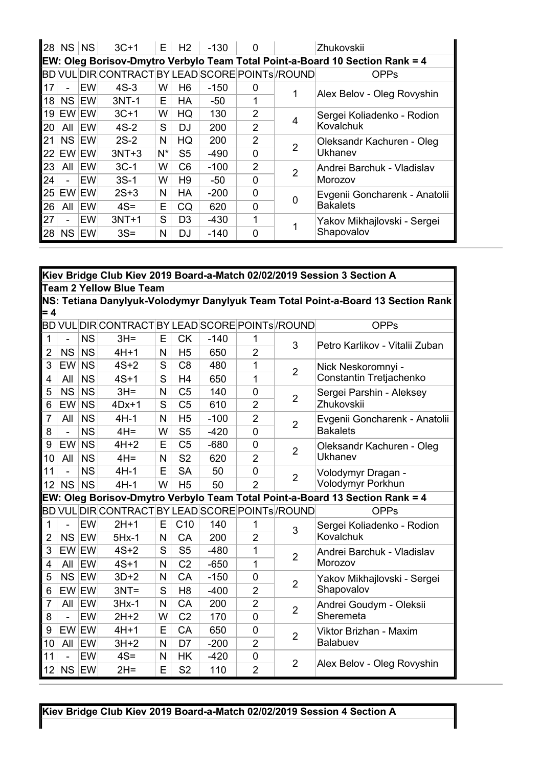| BD | VUL | DIR | CONTRACT | BY | LEAD | SCORE | POINTs | /ROUND | OPPs |
|---|---|---|---|---|---|---|---|---|---|
| 28 | NS | NS | 3C+1 | E | H2 | -130 | 0 | | Zhukovskii |

**EW: Oleg Borisov-Dmytro Verbylo Team Total Point-a-Board 10 Section Rank = 4**

| BD | VUL | DIR | CONTRACT | BY | LEAD | SCORE | POINTs | /ROUND | OPPs |
|---|---|---|---|---|---|---|---|---|---|
| 17 | - | EW | 4S-3 | W | H6 | -150 | 0 | 1 | Alex Belov - Oleg Rovyshin |
| 18 | NS | EW | 3NT-1 | E | HA | -50 | 1 | | |
| 19 | EW | EW | 3C+1 | W | HQ | 130 | 2 | 4 | Sergei Koliadenko - Rodion Kovalchuk |
| 20 | All | EW | 4S-2 | S | DJ | 200 | 2 | | |
| 21 | NS | EW | 2S-2 | N | HQ | 200 | 2 | 2 | Oleksandr Kachuren - Oleg Ukhanev |
| 22 | EW | EW | 3NT+3 | N* | S5 | -490 | 0 | | |
| 23 | All | EW | 3C-1 | W | C6 | -100 | 2 | 2 | Andrei Barchuk - Vladislav Morozov |
| 24 | - | EW | 3S-1 | W | H9 | -50 | 0 | | |
| 25 | EW | EW | 2S+3 | N | HA | -200 | 0 | 0 | Evgenii Goncharenk - Anatolii Bakalets |
| 26 | All | EW | 4S= | E | CQ | 620 | 0 | | |
| 27 | - | EW | 3NT+1 | S | D3 | -430 | 1 | 1 | Yakov Mikhajlovski - Sergei Shapovalov |
| 28 | NS | EW | 3S= | N | DJ | -140 | 0 | | |

**Kiev Bridge Club Kiev 2019 Board-a-Match 02/02/2019 Session 3 Section A**

**Team 2 Yellow Blue Team**

**NS: Tetiana Danylyuk-Volodymyr Danylyuk Team Total Point-a-Board 13 Section Rank = 4**

| BD | VUL | DIR | CONTRACT | BY | LEAD | SCORE | POINTs | /ROUND | OPPs |
|---|---|---|---|---|---|---|---|---|---|
| 1 | - | NS | 3H= | E | CK | -140 | 1 | 3 | Petro Karlikov - Vitalii Zuban |
| 2 | NS | NS | 4H+1 | N | H5 | 650 | 2 | | |
| 3 | EW | NS | 4S+2 | S | C8 | 480 | 1 | 2 | Nick Neskoromnyi - Constantin Tretjachenko |
| 4 | All | NS | 4S+1 | S | H4 | 650 | 1 | | |
| 5 | NS | NS | 3H= | N | C5 | 140 | 0 | 2 | Sergei Parshin - Aleksey Zhukovskii |
| 6 | EW | NS | 4Dx+1 | S | C5 | 610 | 2 | | |
| 7 | All | NS | 4H-1 | N | H5 | -100 | 2 | 2 | Evgenii Goncharenk - Anatolii Bakalets |
| 8 | - | NS | 4H= | W | S5 | -420 | 0 | | |
| 9 | EW | NS | 4H+2 | E | C5 | -680 | 0 | 2 | Oleksandr Kachuren - Oleg Ukhanev |
| 10 | All | NS | 4H= | N | S2 | 620 | 2 | | |
| 11 | - | NS | 4H-1 | E | SA | 50 | 0 | 2 | Volodymyr Dragan - Volodymyr Porkhun |
| 12 | NS | NS | 4H-1 | W | H5 | 50 | 2 | | |

**EW: Oleg Borisov-Dmytro Verbylo Team Total Point-a-Board 13 Section Rank = 4**

| BD | VUL | DIR | CONTRACT | BY | LEAD | SCORE | POINTs | /ROUND | OPPs |
|---|---|---|---|---|---|---|---|---|---|
| 1 | - | EW | 2H+1 | E | C10 | 140 | 1 | 3 | Sergei Koliadenko - Rodion Kovalchuk |
| 2 | NS | EW | 5Hx-1 | N | CA | 200 | 2 | | |
| 3 | EW | EW | 4S+2 | S | S5 | -480 | 1 | 2 | Andrei Barchuk - Vladislav Morozov |
| 4 | All | EW | 4S+1 | N | C2 | -650 | 1 | | |
| 5 | NS | EW | 3D+2 | N | CA | -150 | 0 | 2 | Yakov Mikhajlovski - Sergei Shapovalov |
| 6 | EW | EW | 3NT= | S | H8 | -400 | 2 | | |
| 7 | All | EW | 3Hx-1 | N | CA | 200 | 2 | 2 | Andrei Goudym - Oleksii Sheremeta |
| 8 | - | EW | 2H+2 | W | C2 | 170 | 0 | | |
| 9 | EW | EW | 4H+1 | E | CA | 650 | 0 | 2 | Viktor Brizhan - Maxim Balabuev |
| 10 | All | EW | 3H+2 | N | D7 | -200 | 2 | | |
| 11 | - | EW | 4S= | N | HK | -420 | 0 | 2 | Alex Belov - Oleg Rovyshin |
| 12 | NS | EW | 2H= | E | S2 | 110 | 2 | | |

**Kiev Bridge Club Kiev 2019 Board-a-Match 02/02/2019 Session 4 Section A**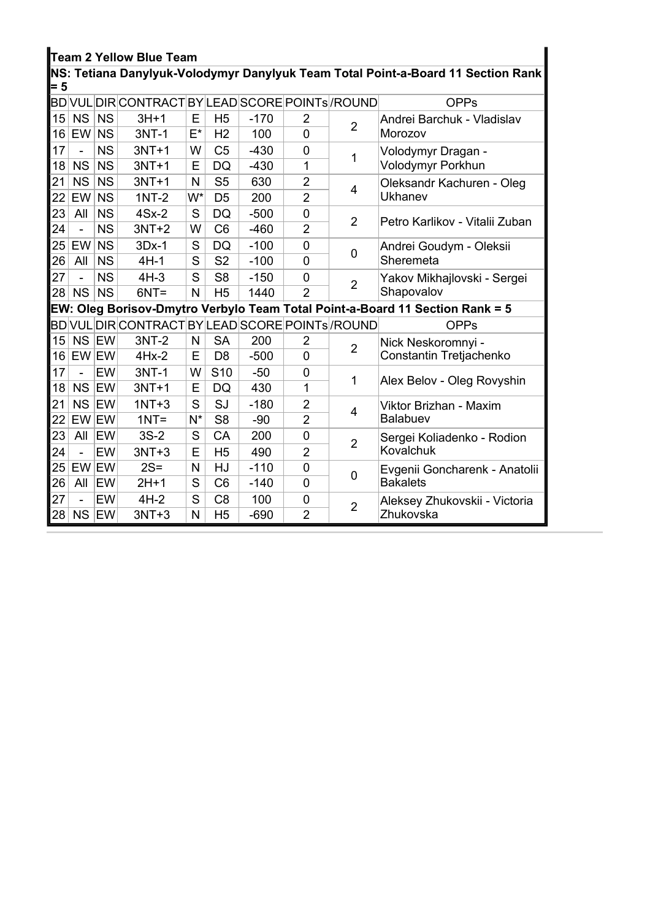**Team 2 Yellow Blue Team**

**NS: Tetiana Danylyuk-Volodymyr Danylyuk Team Total Point-a-Board 11 Section Rank = 5**

| BD | VUL | DIR | CONTRACT | BY | LEAD | SCORE | POINTs | /ROUND | OPPs |
|---|---|---|---|---|---|---|---|---|---|
| 15 | NS | NS | 3H+1 | E | H5 | -170 | 2 | 2 | Andrei Barchuk - Vladislav Morozov |
| 16 | EW | NS | 3NT-1 | E* | H2 | 100 | 0 | | |
| 17 | - | NS | 3NT+1 | W | C5 | -430 | 0 | 1 | Volodymyr Dragan - Volodymyr Porkhun |
| 18 | NS | NS | 3NT+1 | E | DQ | -430 | 1 | | |
| 21 | NS | NS | 3NT+1 | N | S5 | 630 | 2 | 4 | Oleksandr Kachuren - Oleg Ukhanev |
| 22 | EW | NS | 1NT-2 | W* | D5 | 200 | 2 | | |
| 23 | All | NS | 4Sx-2 | S | DQ | -500 | 0 | 2 | Petro Karlikov - Vitalii Zuban |
| 24 | - | NS | 3NT+2 | W | C6 | -460 | 2 | | |
| 25 | EW | NS | 3Dx-1 | S | DQ | -100 | 0 | 0 | Andrei Goudym - Oleksii Sheremeta |
| 26 | All | NS | 4H-1 | S | S2 | -100 | 0 | | |
| 27 | - | NS | 4H-3 | S | S8 | -150 | 0 | 2 | Yakov Mikhajlovski - Sergei Shapovalov |
| 28 | NS | NS | 6NT= | N | H5 | 1440 | 2 | | |

**EW: Oleg Borisov-Dmytro Verbylo Team Total Point-a-Board 11 Section Rank = 5**

| BD | VUL | DIR | CONTRACT | BY | LEAD | SCORE | POINTs | /ROUND | OPPs |
|---|---|---|---|---|---|---|---|---|---|
| 15 | NS | EW | 3NT-2 | N | SA | 200 | 2 | 2 | Nick Neskoromnyi - Constantin Tretjachenko |
| 16 | EW | EW | 4Hx-2 | E | D8 | -500 | 0 | | |
| 17 | - | EW | 3NT-1 | W | S10 | -50 | 0 | 1 | Alex Belov - Oleg Rovyshin |
| 18 | NS | EW | 3NT+1 | E | DQ | 430 | 1 | | |
| 21 | NS | EW | 1NT+3 | S | SJ | -180 | 2 | 4 | Viktor Brizhan - Maxim Balabuev |
| 22 | EW | EW | 1NT= | N* | S8 | -90 | 2 | | |
| 23 | All | EW | 3S-2 | S | CA | 200 | 0 | 2 | Sergei Koliadenko - Rodion Kovalchuk |
| 24 | - | EW | 3NT+3 | E | H5 | 490 | 2 | | |
| 25 | EW | EW | 2S= | N | HJ | -110 | 0 | 0 | Evgenii Goncharenk - Anatolii Bakalets |
| 26 | All | EW | 2H+1 | S | C6 | -140 | 0 | | |
| 27 | - | EW | 4H-2 | S | C8 | 100 | 0 | 2 | Aleksey Zhukovskii - Victoria Zhukovska |
| 28 | NS | EW | 3NT+3 | N | H5 | -690 | 2 | | |